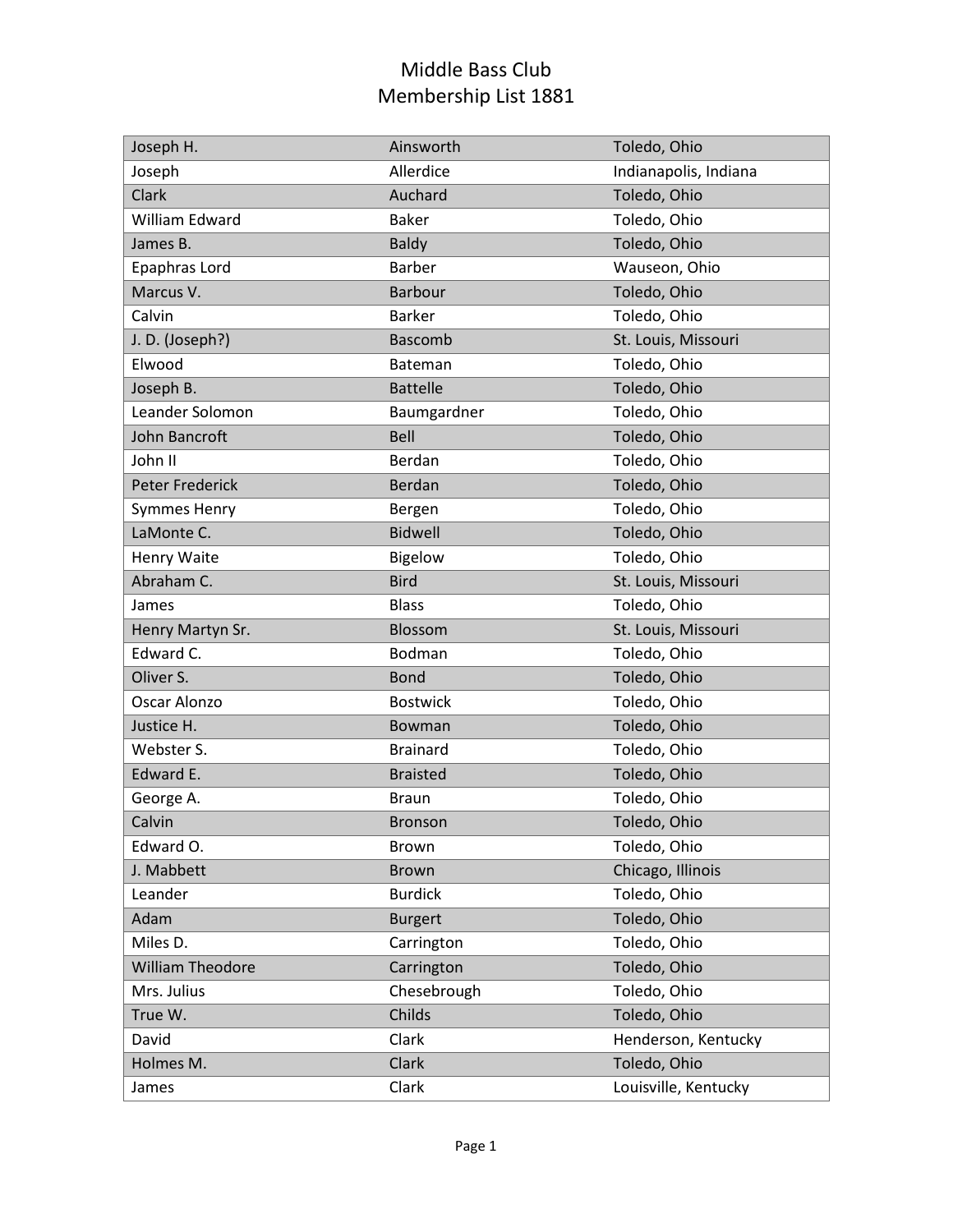# Middle Bass Club
## Membership List 1881

| | | |
|---|---|---|
| Joseph H. | Ainsworth | Toledo, Ohio |
| Joseph | Allerdice | Indianapolis, Indiana |
| Clark | Auchard | Toledo, Ohio |
| William Edward | Baker | Toledo, Ohio |
| James B. | Baldy | Toledo, Ohio |
| Epaphras Lord | Barber | Wauseon, Ohio |
| Marcus V. | Barbour | Toledo, Ohio |
| Calvin | Barker | Toledo, Ohio |
| J. D. (Joseph?) | Bascomb | St. Louis, Missouri |
| Elwood | Bateman | Toledo, Ohio |
| Joseph B. | Battelle | Toledo, Ohio |
| Leander Solomon | Baumgardner | Toledo, Ohio |
| John Bancroft | Bell | Toledo, Ohio |
| John II | Berdan | Toledo, Ohio |
| Peter Frederick | Berdan | Toledo, Ohio |
| Symmes Henry | Bergen | Toledo, Ohio |
| LaMonte C. | Bidwell | Toledo, Ohio |
| Henry Waite | Bigelow | Toledo, Ohio |
| Abraham C. | Bird | St. Louis, Missouri |
| James | Blass | Toledo, Ohio |
| Henry Martyn Sr. | Blossom | St. Louis, Missouri |
| Edward C. | Bodman | Toledo, Ohio |
| Oliver S. | Bond | Toledo, Ohio |
| Oscar Alonzo | Bostwick | Toledo, Ohio |
| Justice H. | Bowman | Toledo, Ohio |
| Webster S. | Brainard | Toledo, Ohio |
| Edward E. | Braisted | Toledo, Ohio |
| George A. | Braun | Toledo, Ohio |
| Calvin | Bronson | Toledo, Ohio |
| Edward O. | Brown | Toledo, Ohio |
| J. Mabbett | Brown | Chicago, Illinois |
| Leander | Burdick | Toledo, Ohio |
| Adam | Burgert | Toledo, Ohio |
| Miles D. | Carrington | Toledo, Ohio |
| William Theodore | Carrington | Toledo, Ohio |
| Mrs. Julius | Chesebrough | Toledo, Ohio |
| True W. | Childs | Toledo, Ohio |
| David | Clark | Henderson, Kentucky |
| Holmes M. | Clark | Toledo, Ohio |
| James | Clark | Louisville, Kentucky |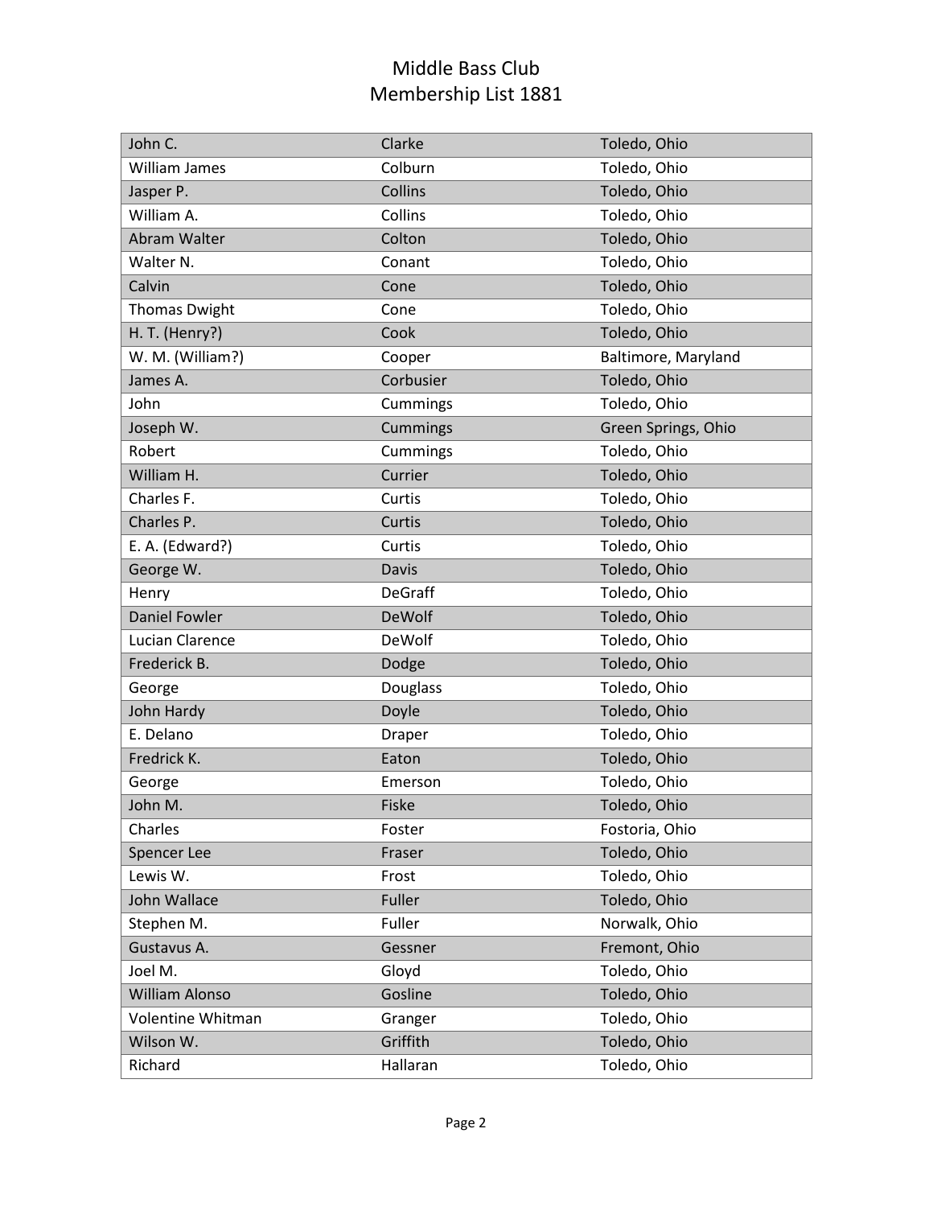# Middle Bass Club
## Membership List 1881

| | | |
|---|---|---|
| John C. | Clarke | Toledo, Ohio |
| William James | Colburn | Toledo, Ohio |
| Jasper P. | Collins | Toledo, Ohio |
| William A. | Collins | Toledo, Ohio |
| Abram Walter | Colton | Toledo, Ohio |
| Walter N. | Conant | Toledo, Ohio |
| Calvin | Cone | Toledo, Ohio |
| Thomas Dwight | Cone | Toledo, Ohio |
| H. T. (Henry?) | Cook | Toledo, Ohio |
| W. M. (William?) | Cooper | Baltimore, Maryland |
| James A. | Corbusier | Toledo, Ohio |
| John | Cummings | Toledo, Ohio |
| Joseph W. | Cummings | Green Springs, Ohio |
| Robert | Cummings | Toledo, Ohio |
| William H. | Currier | Toledo, Ohio |
| Charles F. | Curtis | Toledo, Ohio |
| Charles P. | Curtis | Toledo, Ohio |
| E. A. (Edward?) | Curtis | Toledo, Ohio |
| George W. | Davis | Toledo, Ohio |
| Henry | DeGraff | Toledo, Ohio |
| Daniel Fowler | DeWolf | Toledo, Ohio |
| Lucian Clarence | DeWolf | Toledo, Ohio |
| Frederick B. | Dodge | Toledo, Ohio |
| George | Douglass | Toledo, Ohio |
| John Hardy | Doyle | Toledo, Ohio |
| E. Delano | Draper | Toledo, Ohio |
| Fredrick K. | Eaton | Toledo, Ohio |
| George | Emerson | Toledo, Ohio |
| John M. | Fiske | Toledo, Ohio |
| Charles | Foster | Fostoria, Ohio |
| Spencer Lee | Fraser | Toledo, Ohio |
| Lewis W. | Frost | Toledo, Ohio |
| John Wallace | Fuller | Toledo, Ohio |
| Stephen M. | Fuller | Norwalk, Ohio |
| Gustavus A. | Gessner | Fremont, Ohio |
| Joel M. | Gloyd | Toledo, Ohio |
| William Alonso | Gosline | Toledo, Ohio |
| Volentine Whitman | Granger | Toledo, Ohio |
| Wilson W. | Griffith | Toledo, Ohio |
| Richard | Hallaran | Toledo, Ohio |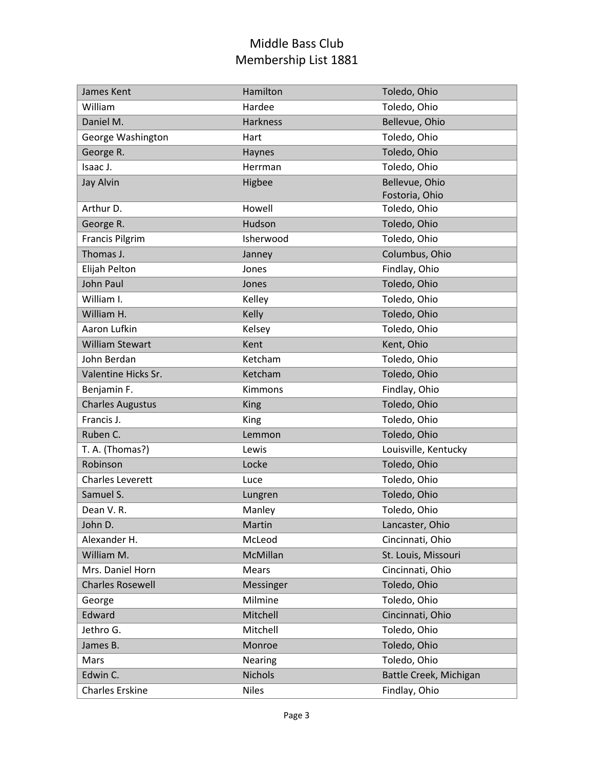# Middle Bass Club
## Membership List 1881

| | | |
|---|---|---|
| James Kent | Hamilton | Toledo, Ohio |
| William | Hardee | Toledo, Ohio |
| Daniel M. | Harkness | Bellevue, Ohio |
| George Washington | Hart | Toledo, Ohio |
| George R. | Haynes | Toledo, Ohio |
| Isaac J. | Herrman | Toledo, Ohio |
| Jay Alvin | Higbee | Bellevue, Ohio<br>Fostoria, Ohio |
| Arthur D. | Howell | Toledo, Ohio |
| George R. | Hudson | Toledo, Ohio |
| Francis Pilgrim | Isherwood | Toledo, Ohio |
| Thomas J. | Janney | Columbus, Ohio |
| Elijah Pelton | Jones | Findlay, Ohio |
| John Paul | Jones | Toledo, Ohio |
| William I. | Kelley | Toledo, Ohio |
| William H. | Kelly | Toledo, Ohio |
| Aaron Lufkin | Kelsey | Toledo, Ohio |
| William Stewart | Kent | Kent, Ohio |
| John Berdan | Ketcham | Toledo, Ohio |
| Valentine Hicks Sr. | Ketcham | Toledo, Ohio |
| Benjamin F. | Kimmons | Findlay, Ohio |
| Charles Augustus | King | Toledo, Ohio |
| Francis J. | King | Toledo, Ohio |
| Ruben C. | Lemmon | Toledo, Ohio |
| T. A. (Thomas?) | Lewis | Louisville, Kentucky |
| Robinson | Locke | Toledo, Ohio |
| Charles Leverett | Luce | Toledo, Ohio |
| Samuel S. | Lungren | Toledo, Ohio |
| Dean V. R. | Manley | Toledo, Ohio |
| John D. | Martin | Lancaster, Ohio |
| Alexander H. | McLeod | Cincinnati, Ohio |
| William M. | McMillan | St. Louis, Missouri |
| Mrs. Daniel Horn | Mears | Cincinnati, Ohio |
| Charles Rosewell | Messinger | Toledo, Ohio |
| George | Milmine | Toledo, Ohio |
| Edward | Mitchell | Cincinnati, Ohio |
| Jethro G. | Mitchell | Toledo, Ohio |
| James B. | Monroe | Toledo, Ohio |
| Mars | Nearing | Toledo, Ohio |
| Edwin C. | Nichols | Battle Creek, Michigan |
| Charles Erskine | Niles | Findlay, Ohio |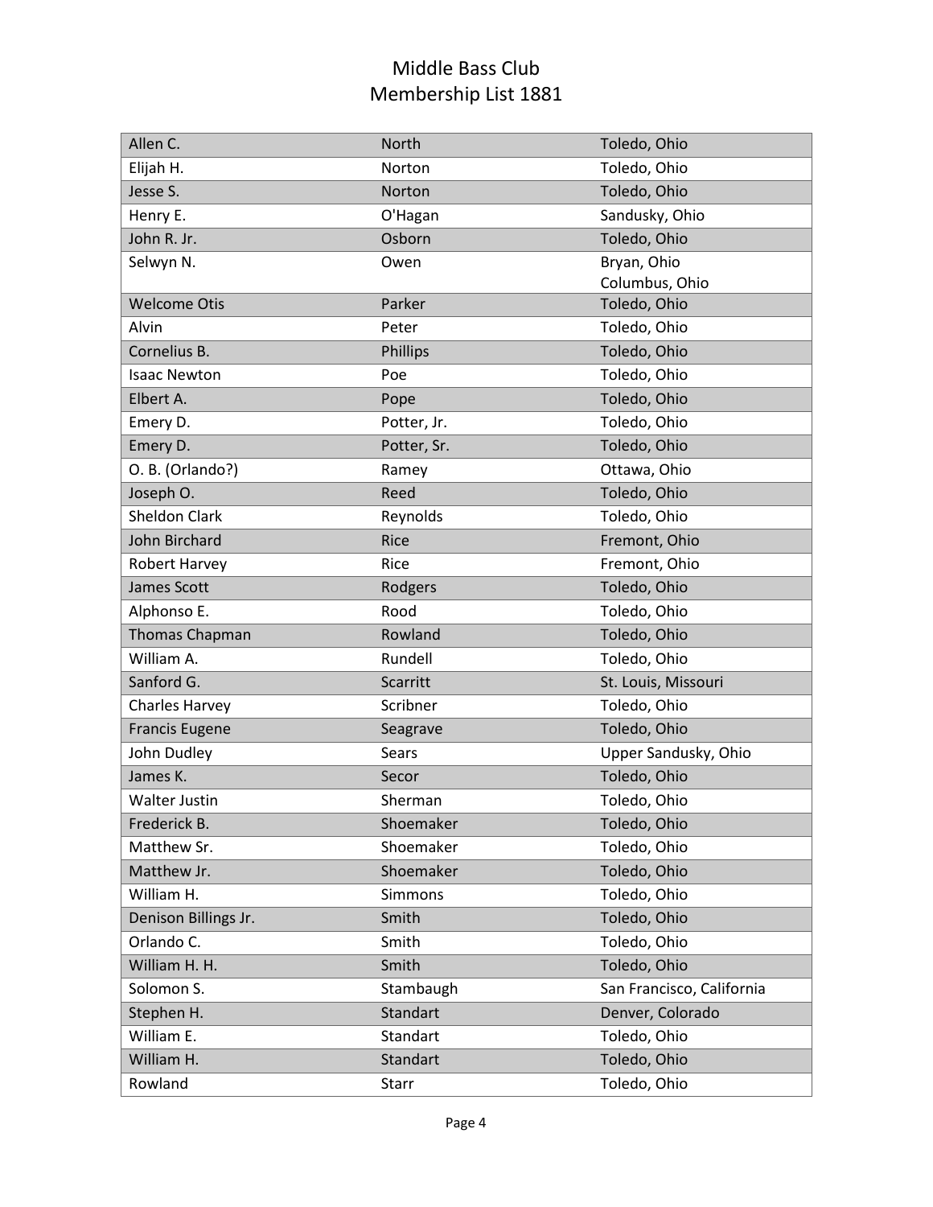# Middle Bass Club
## Membership List 1881

| | | |
|---|---|---|
| Allen C. | North | Toledo, Ohio |
| Elijah H. | Norton | Toledo, Ohio |
| Jesse S. | Norton | Toledo, Ohio |
| Henry E. | O'Hagan | Sandusky, Ohio |
| John R. Jr. | Osborn | Toledo, Ohio |
| Selwyn N. | Owen | Bryan, Ohio<br>Columbus, Ohio |
| Welcome Otis | Parker | Toledo, Ohio |
| Alvin | Peter | Toledo, Ohio |
| Cornelius B. | Phillips | Toledo, Ohio |
| Isaac Newton | Poe | Toledo, Ohio |
| Elbert A. | Pope | Toledo, Ohio |
| Emery D. | Potter, Jr. | Toledo, Ohio |
| Emery D. | Potter, Sr. | Toledo, Ohio |
| O. B. (Orlando?) | Ramey | Ottawa, Ohio |
| Joseph O. | Reed | Toledo, Ohio |
| Sheldon Clark | Reynolds | Toledo, Ohio |
| John Birchard | Rice | Fremont, Ohio |
| Robert Harvey | Rice | Fremont, Ohio |
| James Scott | Rodgers | Toledo, Ohio |
| Alphonso E. | Rood | Toledo, Ohio |
| Thomas Chapman | Rowland | Toledo, Ohio |
| William A. | Rundell | Toledo, Ohio |
| Sanford G. | Scarritt | St. Louis, Missouri |
| Charles Harvey | Scribner | Toledo, Ohio |
| Francis Eugene | Seagrave | Toledo, Ohio |
| John Dudley | Sears | Upper Sandusky, Ohio |
| James K. | Secor | Toledo, Ohio |
| Walter Justin | Sherman | Toledo, Ohio |
| Frederick B. | Shoemaker | Toledo, Ohio |
| Matthew Sr. | Shoemaker | Toledo, Ohio |
| Matthew Jr. | Shoemaker | Toledo, Ohio |
| William H. | Simmons | Toledo, Ohio |
| Denison Billings Jr. | Smith | Toledo, Ohio |
| Orlando C. | Smith | Toledo, Ohio |
| William H. H. | Smith | Toledo, Ohio |
| Solomon S. | Stambaugh | San Francisco, California |
| Stephen H. | Standart | Denver, Colorado |
| William E. | Standart | Toledo, Ohio |
| William H. | Standart | Toledo, Ohio |
| Rowland | Starr | Toledo, Ohio |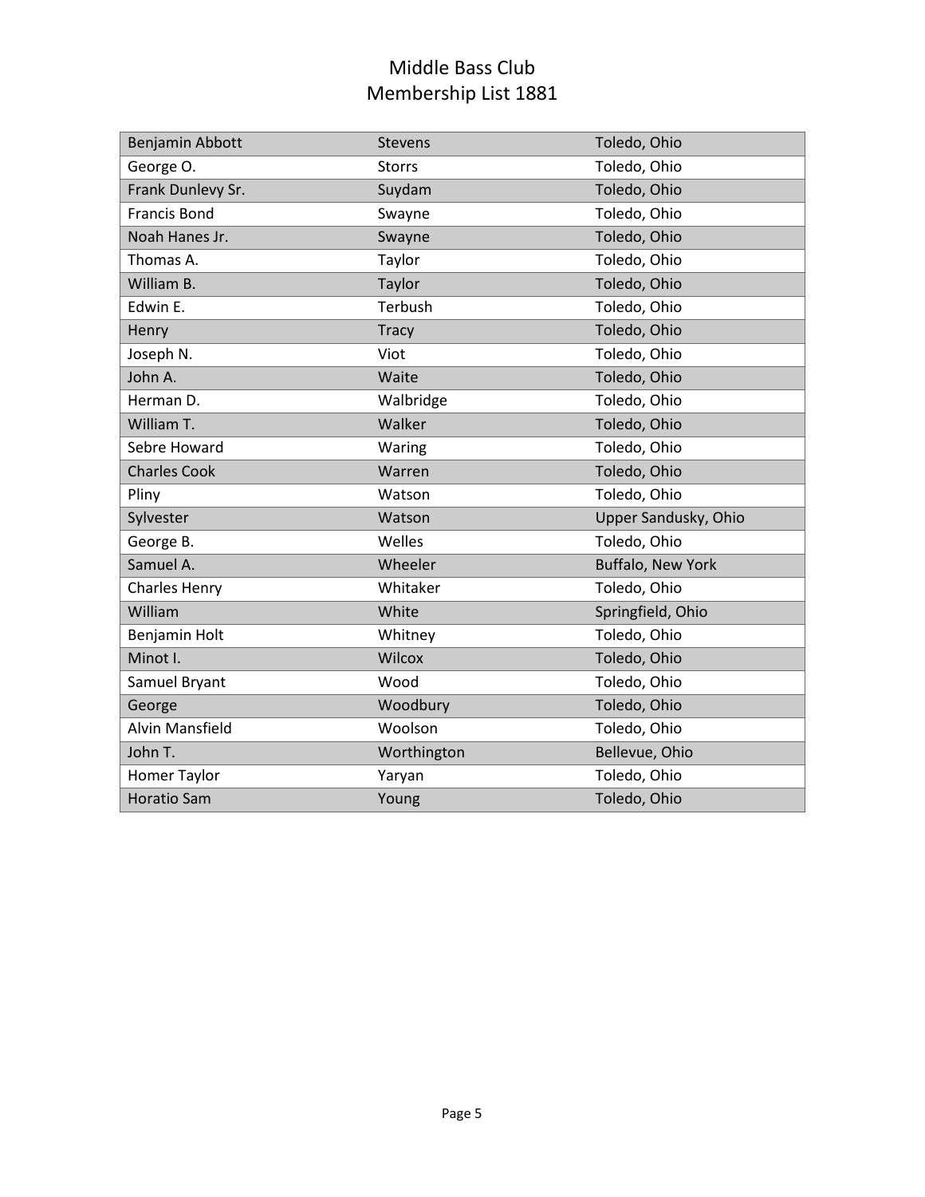# Middle Bass Club
# Membership List 1881

| | | |
|---|---|---|
| Benjamin Abbott | Stevens | Toledo, Ohio |
| George O. | Storrs | Toledo, Ohio |
| Frank Dunlevy Sr. | Suydam | Toledo, Ohio |
| Francis Bond | Swayne | Toledo, Ohio |
| Noah Hanes Jr. | Swayne | Toledo, Ohio |
| Thomas A. | Taylor | Toledo, Ohio |
| William B. | Taylor | Toledo, Ohio |
| Edwin E. | Terbush | Toledo, Ohio |
| Henry | Tracy | Toledo, Ohio |
| Joseph N. | Viot | Toledo, Ohio |
| John A. | Waite | Toledo, Ohio |
| Herman D. | Walbridge | Toledo, Ohio |
| William T. | Walker | Toledo, Ohio |
| Sebre Howard | Waring | Toledo, Ohio |
| Charles Cook | Warren | Toledo, Ohio |
| Pliny | Watson | Toledo, Ohio |
| Sylvester | Watson | Upper Sandusky, Ohio |
| George B. | Welles | Toledo, Ohio |
| Samuel A. | Wheeler | Buffalo, New York |
| Charles Henry | Whitaker | Toledo, Ohio |
| William | White | Springfield, Ohio |
| Benjamin Holt | Whitney | Toledo, Ohio |
| Minot I. | Wilcox | Toledo, Ohio |
| Samuel Bryant | Wood | Toledo, Ohio |
| George | Woodbury | Toledo, Ohio |
| Alvin Mansfield | Woolson | Toledo, Ohio |
| John T. | Worthington | Bellevue, Ohio |
| Homer Taylor | Yaryan | Toledo, Ohio |
| Horatio Sam | Young | Toledo, Ohio |